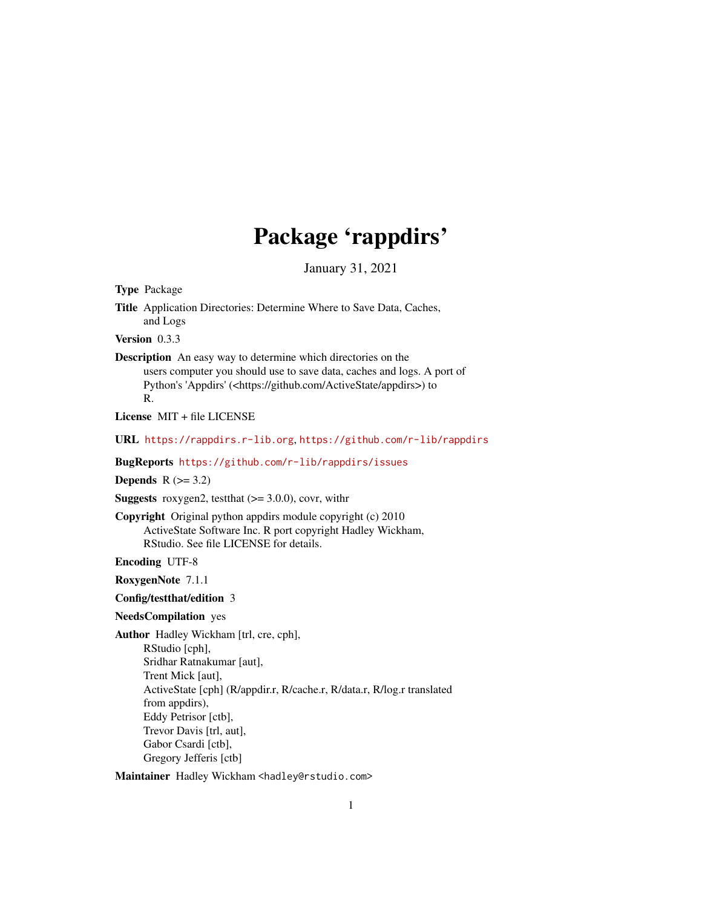# Package 'rappdirs'

January 31, 2021

**Type** Package

**Title** Application Directories: Determine Where to Save Data, Caches, and Logs

**Version** 0.3.3

**Description** An easy way to determine which directories on the users computer you should use to save data, caches and logs. A port of Python's 'Appdirs' (<https://github.com/ActiveState/appdirs>) to R.

**License** MIT + file LICENSE

**URL** https://rappdirs.r-lib.org, https://github.com/r-lib/rappdirs

**BugReports** https://github.com/r-lib/rappdirs/issues

**Depends** R (>= 3.2)

**Suggests** roxygen2, testthat (>= 3.0.0), covr, withr

**Copyright** Original python appdirs module copyright (c) 2010 ActiveState Software Inc. R port copyright Hadley Wickham, RStudio. See file LICENSE for details.

**Encoding** UTF-8

**RoxygenNote** 7.1.1

**Config/testthat/edition** 3

**NeedsCompilation** yes

**Author** Hadley Wickham [trl, cre, cph],
RStudio [cph],
Sridhar Ratnakumar [aut],
Trent Mick [aut],
ActiveState [cph] (R/appdir.r, R/cache.r, R/data.r, R/log.r translated from appdirs),
Eddy Petrisor [ctb],
Trevor Davis [trl, aut],
Gabor Csardi [ctb],
Gregory Jefferis [ctb]

**Maintainer** Hadley Wickham <hadley@rstudio.com>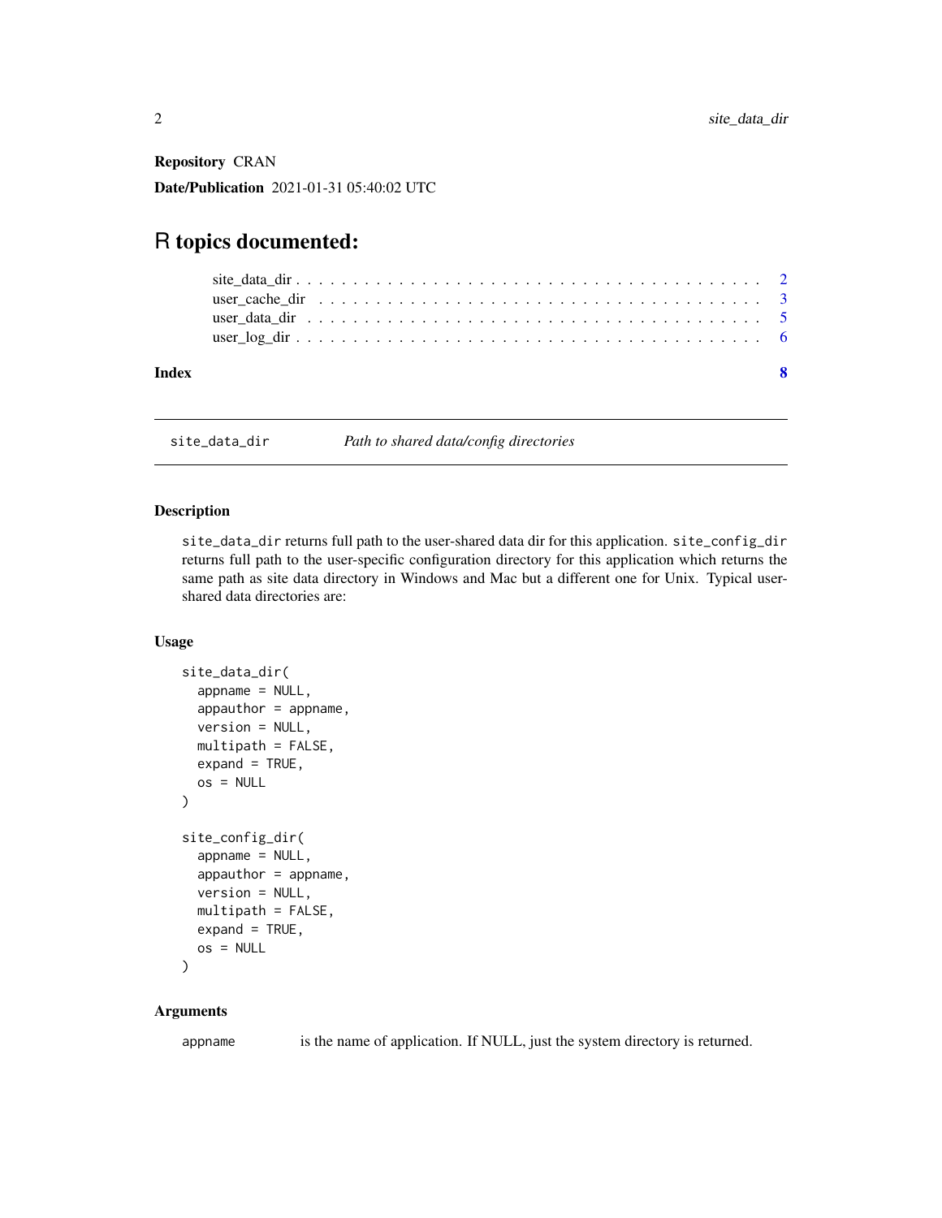**Repository** CRAN

**Date/Publication** 2021-01-31 05:40:02 UTC

# R topics documented:

site_data_dir . . . . . . . . . . . . . . . . . . . . . . . . . . . . . . . . . . . . . . . . . 2
user_cache_dir . . . . . . . . . . . . . . . . . . . . . . . . . . . . . . . . . . . . . . . . 3
user_data_dir . . . . . . . . . . . . . . . . . . . . . . . . . . . . . . . . . . . . . . . . . 5
user_log_dir . . . . . . . . . . . . . . . . . . . . . . . . . . . . . . . . . . . . . . . . . . 6

**Index** **8**

---

site_data_dir &nbsp;&nbsp;&nbsp;&nbsp; *Path to shared data/config directories*

---

### Description

`site_data_dir` returns full path to the user-shared data dir for this application. `site_config_dir` returns full path to the user-specific configuration directory for this application which returns the same path as site data directory in Windows and Mac but a different one for Unix. Typical user-shared data directories are:

### Usage

```
site_data_dir(
  appname = NULL,
  appauthor = appname,
  version = NULL,
  multipath = FALSE,
  expand = TRUE,
  os = NULL
)

site_config_dir(
  appname = NULL,
  appauthor = appname,
  version = NULL,
  multipath = FALSE,
  expand = TRUE,
  os = NULL
)
```

### Arguments

| | |
|---|---|
| `appname` | is the name of application. If NULL, just the system directory is returned. |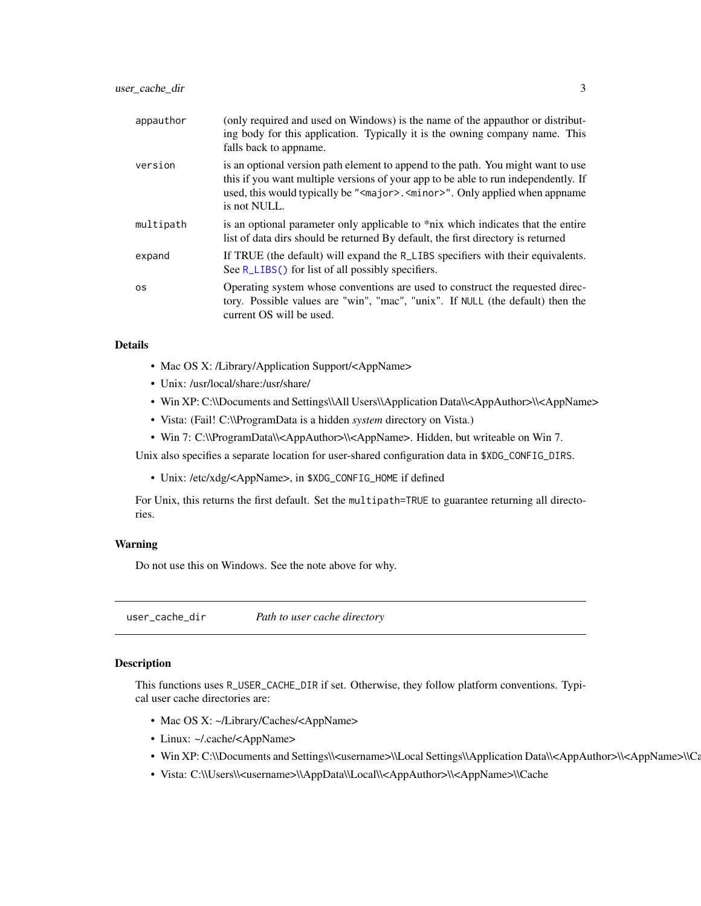| | |
|---|---|
| appauthor | (only required and used on Windows) is the name of the appauthor or distributing body for this application. Typically it is the owning company name. This falls back to appname. |
| version | is an optional version path element to append to the path. You might want to use this if you want multiple versions of your app to be able to run independently. If used, this would typically be "<major>.<minor>". Only applied when appname is not NULL. |
| multipath | is an optional parameter only applicable to *nix which indicates that the entire list of data dirs should be returned By default, the first directory is returned |
| expand | If TRUE (the default) will expand the R_LIBS specifiers with their equivalents. See R_LIBS() for list of all possibly specifiers. |
| os | Operating system whose conventions are used to construct the requested directory. Possible values are "win", "mac", "unix". If NULL (the default) then the current OS will be used. |

### Details

- Mac OS X: /Library/Application Support/<AppName>
- Unix: /usr/local/share:/usr/share/
- Win XP: C:\\Documents and Settings\\All Users\\Application Data\\<AppAuthor>\\<AppName>
- Vista: (Fail! C:\\ProgramData is a hidden *system* directory on Vista.)
- Win 7: C:\\ProgramData\\<AppAuthor>\\<AppName>. Hidden, but writeable on Win 7.

Unix also specifies a separate location for user-shared configuration data in `$XDG_CONFIG_DIRS`.

- Unix: /etc/xdg/<AppName>, in `$XDG_CONFIG_HOME` if defined

For Unix, this returns the first default. Set the `multipath=TRUE` to guarantee returning all directories.

### Warning

Do not use this on Windows. See the note above for why.

## user_cache_dir — *Path to user cache directory*

### Description

This functions uses `R_USER_CACHE_DIR` if set. Otherwise, they follow platform conventions. Typical user cache directories are:

- Mac OS X: ~/Library/Caches/<AppName>
- Linux: ~/.cache/<AppName>
- Win XP: C:\\Documents and Settings\\<username>\\Local Settings\\Application Data\\<AppAuthor>\\<AppName>\\Ca
- Vista: C:\\Users\\<username>\\AppData\\Local\\<AppAuthor>\\<AppName>\\Cache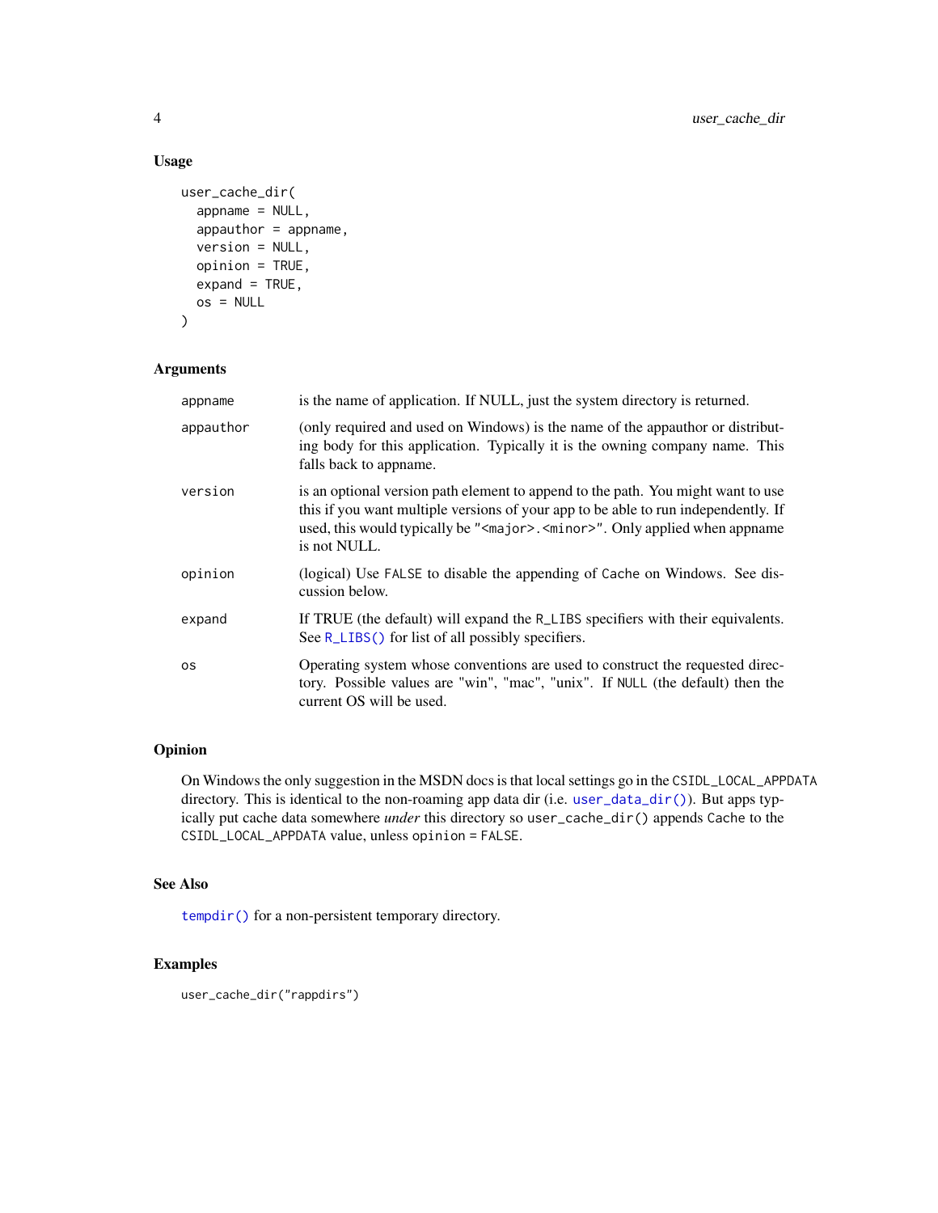### Usage

```
user_cache_dir(
  appname = NULL,
  appauthor = appname,
  version = NULL,
  opinion = TRUE,
  expand = TRUE,
  os = NULL
)
```

### Arguments

| | |
|---|---|
| appname | is the name of application. If NULL, just the system directory is returned. |
| appauthor | (only required and used on Windows) is the name of the appauthor or distributing body for this application. Typically it is the owning company name. This falls back to appname. |
| version | is an optional version path element to append to the path. You might want to use this if you want multiple versions of your app to be able to run independently. If used, this would typically be `"<major>.<minor>"`. Only applied when appname is not NULL. |
| opinion | (logical) Use `FALSE` to disable the appending of `Cache` on Windows. See discussion below. |
| expand | If TRUE (the default) will expand the `R_LIBS` specifiers with their equivalents. See `R_LIBS()` for list of all possibly specifiers. |
| os | Operating system whose conventions are used to construct the requested directory. Possible values are "win", "mac", "unix". If `NULL` (the default) then the current OS will be used. |

### Opinion

On Windows the only suggestion in the MSDN docs is that local settings go in the `CSIDL_LOCAL_APPDATA` directory. This is identical to the non-roaming app data dir (i.e. `user_data_dir()`). But apps typically put cache data somewhere *under* this directory so `user_cache_dir()` appends `Cache` to the `CSIDL_LOCAL_APPDATA` value, unless `opinion = FALSE`.

### See Also

`tempdir()` for a non-persistent temporary directory.

### Examples

```
user_cache_dir("rappdirs")
```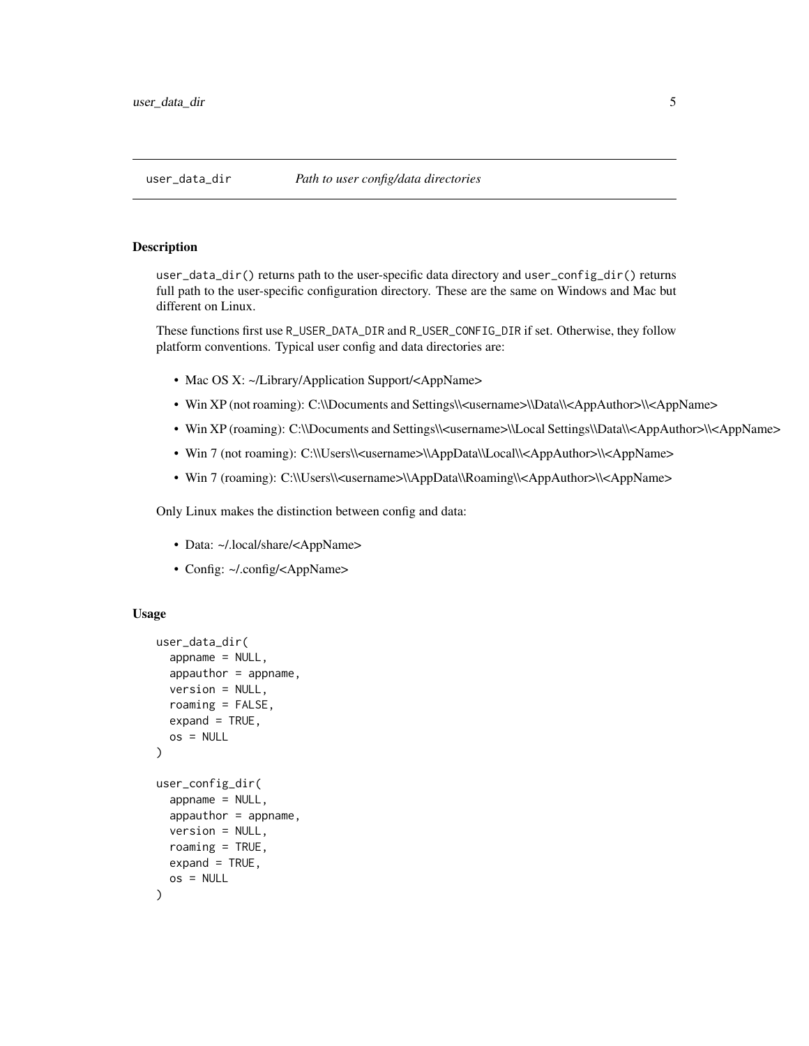## user_data_dir — *Path to user config/data directories*

### Description

`user_data_dir()` returns path to the user-specific data directory and `user_config_dir()` returns full path to the user-specific configuration directory. These are the same on Windows and Mac but different on Linux.

These functions first use `R_USER_DATA_DIR` and `R_USER_CONFIG_DIR` if set. Otherwise, they follow platform conventions. Typical user config and data directories are:

- Mac OS X: ~/Library/Application Support/<AppName>
- Win XP (not roaming): C:\\Documents and Settings\\<username>\\Data\\<AppAuthor>\\<AppName>
- Win XP (roaming): C:\\Documents and Settings\\<username>\\Local Settings\\Data\\<AppAuthor>\\<AppName>
- Win 7 (not roaming): C:\\Users\\<username>\\AppData\\Local\\<AppAuthor>\\<AppName>
- Win 7 (roaming): C:\\Users\\<username>\\AppData\\Roaming\\<AppAuthor>\\<AppName>

Only Linux makes the distinction between config and data:

- Data: ~/.local/share/<AppName>
- Config: ~/.config/<AppName>

### Usage

```
user_data_dir(
  appname = NULL,
  appauthor = appname,
  version = NULL,
  roaming = FALSE,
  expand = TRUE,
  os = NULL
)

user_config_dir(
  appname = NULL,
  appauthor = appname,
  version = NULL,
  roaming = TRUE,
  expand = TRUE,
  os = NULL
)
```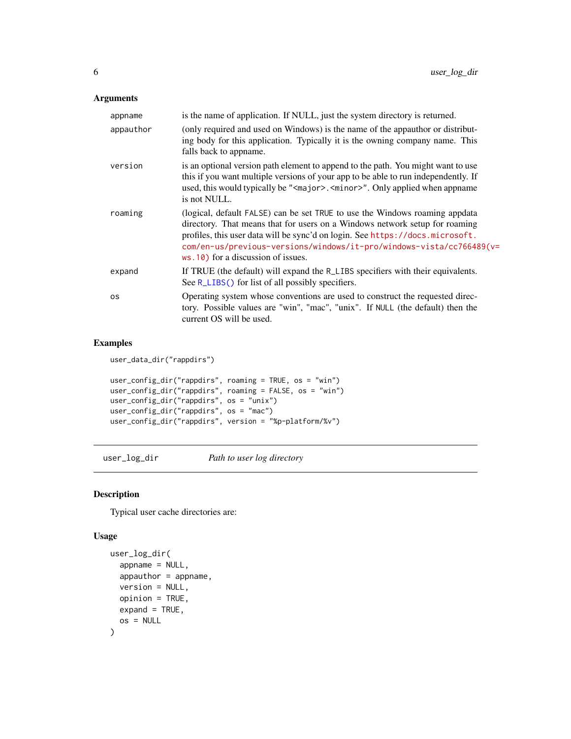### Arguments

| | |
|---|---|
| `appname` | is the name of application. If NULL, just the system directory is returned. |
| `appauthor` | (only required and used on Windows) is the name of the appauthor or distributing body for this application. Typically it is the owning company name. This falls back to appname. |
| `version` | is an optional version path element to append to the path. You might want to use this if you want multiple versions of your app to be able to run independently. If used, this would typically be `"<major>.<minor>"`. Only applied when appname is not NULL. |
| `roaming` | (logical, default `FALSE`) can be set `TRUE` to use the Windows roaming appdata directory. That means that for users on a Windows network setup for roaming profiles, this user data will be sync'd on login. See https://docs.microsoft.com/en-us/previous-versions/windows/it-pro/windows-vista/cc766489(v=ws.10) for a discussion of issues. |
| `expand` | If TRUE (the default) will expand the `R_LIBS` specifiers with their equivalents. See `R_LIBS()` for list of all possibly specifiers. |
| `os` | Operating system whose conventions are used to construct the requested directory. Possible values are "win", "mac", "unix". If `NULL` (the default) then the current OS will be used. |

### Examples

```
user_data_dir("rappdirs")

user_config_dir("rappdirs", roaming = TRUE, os = "win")
user_config_dir("rappdirs", roaming = FALSE, os = "win")
user_config_dir("rappdirs", os = "unix")
user_config_dir("rappdirs", os = "mac")
user_config_dir("rappdirs", version = "%p-platform/%v")
```

---

## user_log_dir — *Path to user log directory*

### Description

Typical user cache directories are:

### Usage

```
user_log_dir(
  appname = NULL,
  appauthor = appname,
  version = NULL,
  opinion = TRUE,
  expand = TRUE,
  os = NULL
)
```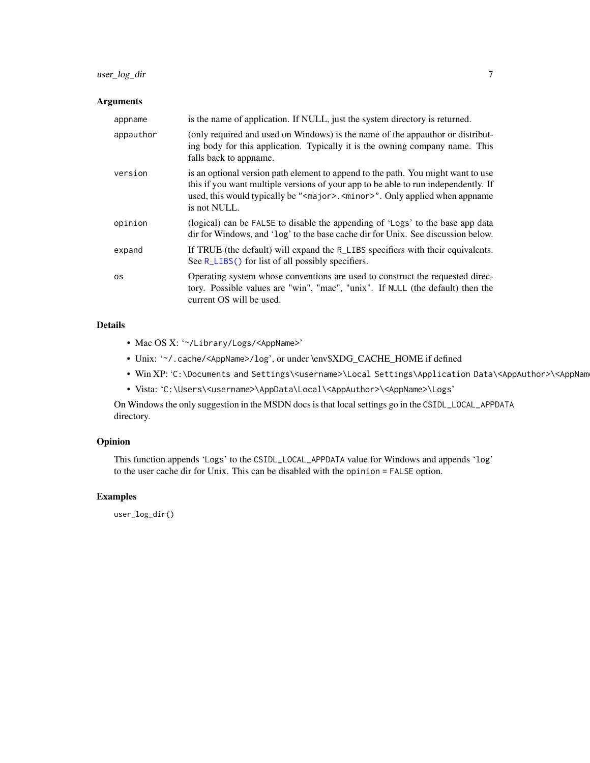## Arguments

| | |
|---|---|
| `appname` | is the name of application. If NULL, just the system directory is returned. |
| `appauthor` | (only required and used on Windows) is the name of the appauthor or distributing body for this application. Typically it is the owning company name. This falls back to appname. |
| `version` | is an optional version path element to append to the path. You might want to use this if you want multiple versions of your app to be able to run independently. If used, this would typically be `"<major>.<minor>"`. Only applied when appname is not NULL. |
| `opinion` | (logical) can be `FALSE` to disable the appending of '`Logs`' to the base app data dir for Windows, and '`log`' to the base cache dir for Unix. See discussion below. |
| `expand` | If TRUE (the default) will expand the `R_LIBS` specifiers with their equivalents. See `R_LIBS()` for list of all possibly specifiers. |
| `os` | Operating system whose conventions are used to construct the requested directory. Possible values are "win", "mac", "unix". If `NULL` (the default) then the current OS will be used. |

## Details

- Mac OS X: '`~/Library/Logs/<AppName>`'
- Unix: '`~/.cache/<AppName>/log`', or under \env$XDG_CACHE_HOME if defined
- Win XP: '`C:\Documents and Settings\<username>\Local Settings\Application Data\<AppAuthor>\<AppNam`
- Vista: '`C:\Users\<username>\AppData\Local\<AppAuthor>\<AppName>\Logs`'

On Windows the only suggestion in the MSDN docs is that local settings go in the `CSIDL_LOCAL_APPDATA` directory.

## Opinion

This function appends '`Logs`' to the `CSIDL_LOCAL_APPDATA` value for Windows and appends '`log`' to the user cache dir for Unix. This can be disabled with the `opinion = FALSE` option.

## Examples

```
user_log_dir()
```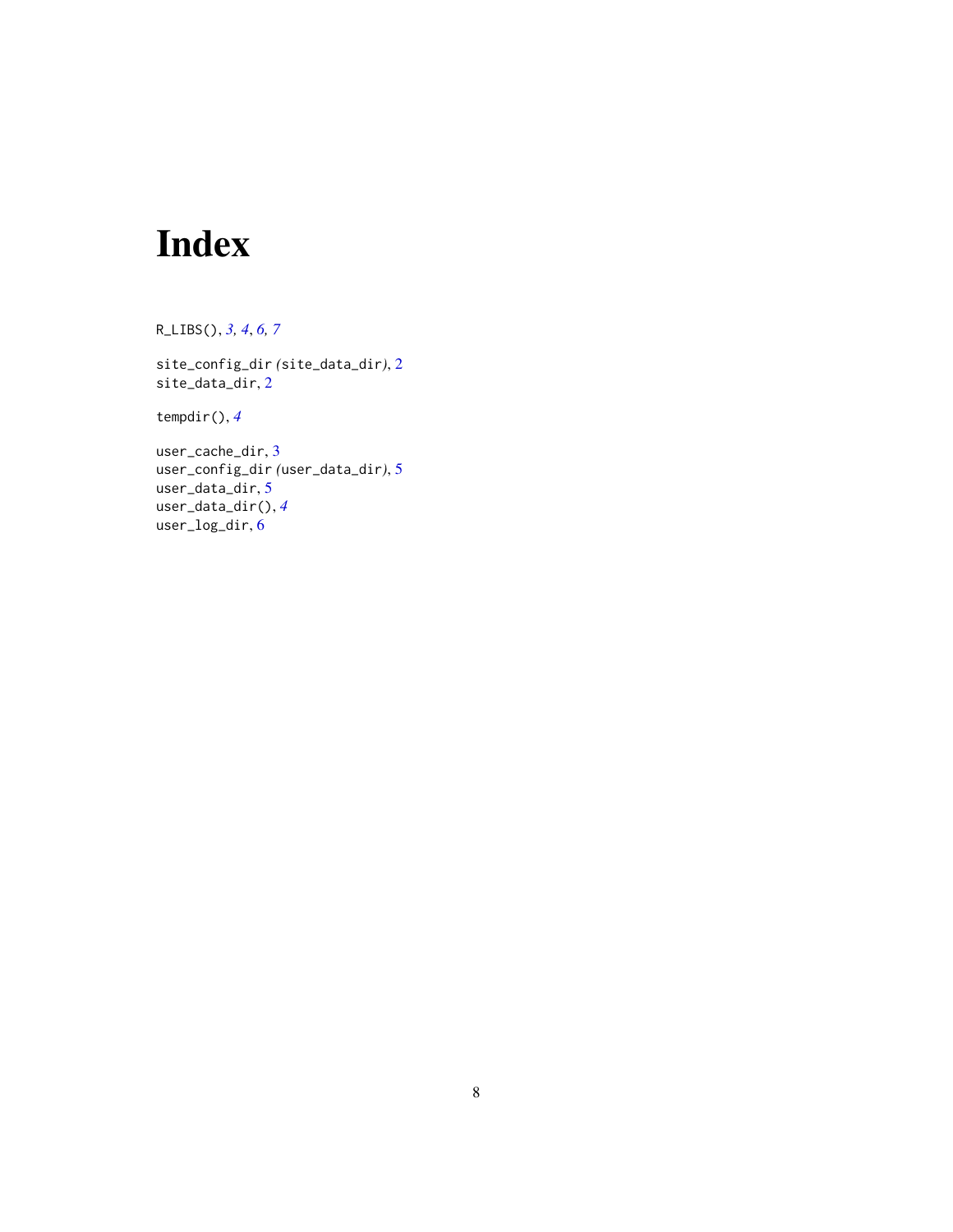# Index

R_LIBS(), *3, 4, 6, 7*

site_config_dir *(*site_data_dir*)*, 2
site_data_dir, 2

tempdir(), *4*

user_cache_dir, 3
user_config_dir *(*user_data_dir*)*, 5
user_data_dir, 5
user_data_dir(), *4*
user_log_dir, 6